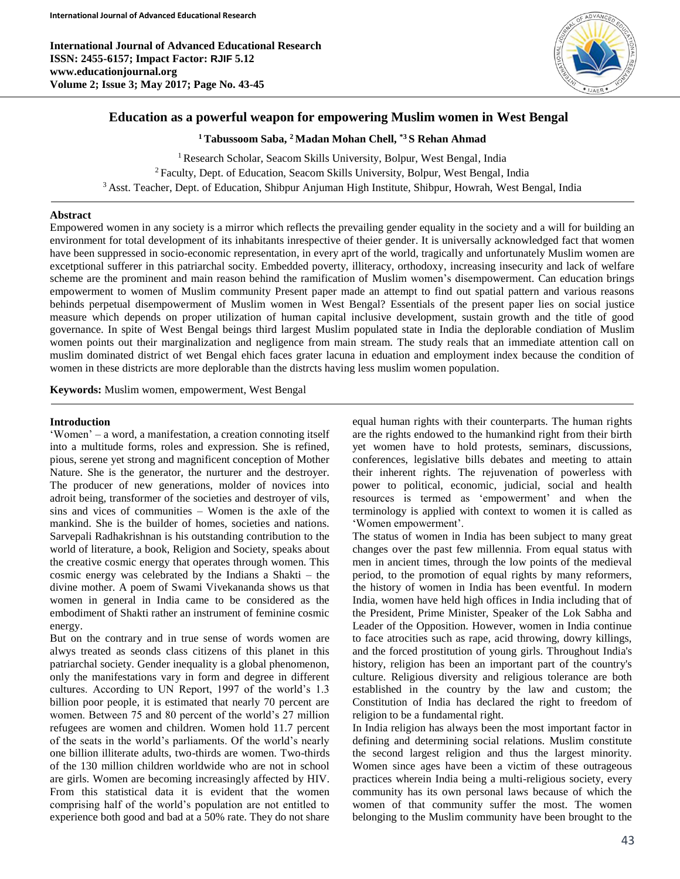# Education as a powerful weapon for empowering Muslim women in West Bengal

**[1] Tabussoom Saba, [2] Madan Mohan Chell, *[3] S Rehan Ahmad**

[1] Research Scholar, Seacom Skills University, Bolpur, West Bengal, India
[2] Faculty, Dept. of Education, Seacom Skills University, Bolpur, West Bengal, India
[3] Asst. Teacher, Dept. of Education, Shibpur Anjuman High Institute, Shibpur, Howrah, West Bengal, India

## Abstract

Empowered women in any society is a mirror which reflects the prevailing gender equality in the society and a will for building an environment for total development of its inhabitants inrespective of theier gender. It is universally acknowledged fact that women have been suppressed in socio-economic representation, in every aprt of the world, tragically and unfortunately Muslim women are excetptional sufferer in this patriarchal socity. Embedded poverty, illiteracy, orthodoxy, increasing insecurity and lack of welfare scheme are the prominent and main reason behind the ramification of Muslim women's disempowerment. Can education brings empowerment to women of Muslim community Present paper made an attempt to find out spatial pattern and various reasons behinds perpetual disempowerment of Muslim women in West Bengal? Essentials of the present paper lies on social justice measure which depends on proper utilization of human capital inclusive development, sustain growth and the title of good governance. In spite of West Bengal beings third largest Muslim populated state in India the deplorable condiation of Muslim women points out their marginalization and negligence from main stream. The study reals that an immediate attention call on muslim dominated district of wet Bengal ehich faces grater lacuna in eduation and employment index because the condition of women in these districts are more deplorable than the distrcts having less muslim women population.

**Keywords:** Muslim women, empowerment, West Bengal

## Introduction

'Women' – a word, a manifestation, a creation connoting itself into a multitude forms, roles and expression. She is refined, pious, serene yet strong and magnificent conception of Mother Nature. She is the generator, the nurturer and the destroyer. The producer of new generations, molder of novices into adroit being, transformer of the societies and destroyer of vils, sins and vices of communities – Women is the axle of the mankind. She is the builder of homes, societies and nations. Sarvepali Radhakrishnan is his outstanding contribution to the world of literature, a book, Religion and Society, speaks about the creative cosmic energy that operates through women. This cosmic energy was celebrated by the Indians a Shakti – the divine mother. A poem of Swami Vivekananda shows us that women in general in India came to be considered as the embodiment of Shakti rather an instrument of feminine cosmic energy.

But on the contrary and in true sense of words women are alwys treated as seonds class citizens of this planet in this patriarchal society. Gender inequality is a global phenomenon, only the manifestations vary in form and degree in different cultures. According to UN Report, 1997 of the world's 1.3 billion poor people, it is estimated that nearly 70 percent are women. Between 75 and 80 percent of the world's 27 million refugees are women and children. Women hold 11.7 percent of the seats in the world's parliaments. Of the world's nearly one billion illiterate adults, two-thirds are women. Two-thirds of the 130 million children worldwide who are not in school are girls. Women are becoming increasingly affected by HIV. From this statistical data it is evident that the women comprising half of the world's population are not entitled to experience both good and bad at a 50% rate. They do not share equal human rights with their counterparts. The human rights are the rights endowed to the humankind right from their birth yet women have to hold protests, seminars, discussions, conferences, legislative bills debates and meeting to attain their inherent rights. The rejuvenation of powerless with power to political, economic, judicial, social and health resources is termed as 'empowerment' and when the terminology is applied with context to women it is called as 'Women empowerment'.

The status of women in India has been subject to many great changes over the past few millennia. From equal status with men in ancient times, through the low points of the medieval period, to the promotion of equal rights by many reformers, the history of women in India has been eventful. In modern India, women have held high offices in India including that of the President, Prime Minister, Speaker of the Lok Sabha and Leader of the Opposition. However, women in India continue to face atrocities such as rape, acid throwing, dowry killings, and the forced prostitution of young girls. Throughout India's history, religion has been an important part of the country's culture. Religious diversity and religious tolerance are both established in the country by the law and custom; the Constitution of India has declared the right to freedom of religion to be a fundamental right.

In India religion has always been the most important factor in defining and determining social relations. Muslim constitute the second largest religion and thus the largest minority. Women since ages have been a victim of these outrageous practices wherein India being a multi-religious society, every community has its own personal laws because of which the women of that community suffer the most. The women belonging to the Muslim community have been brought to the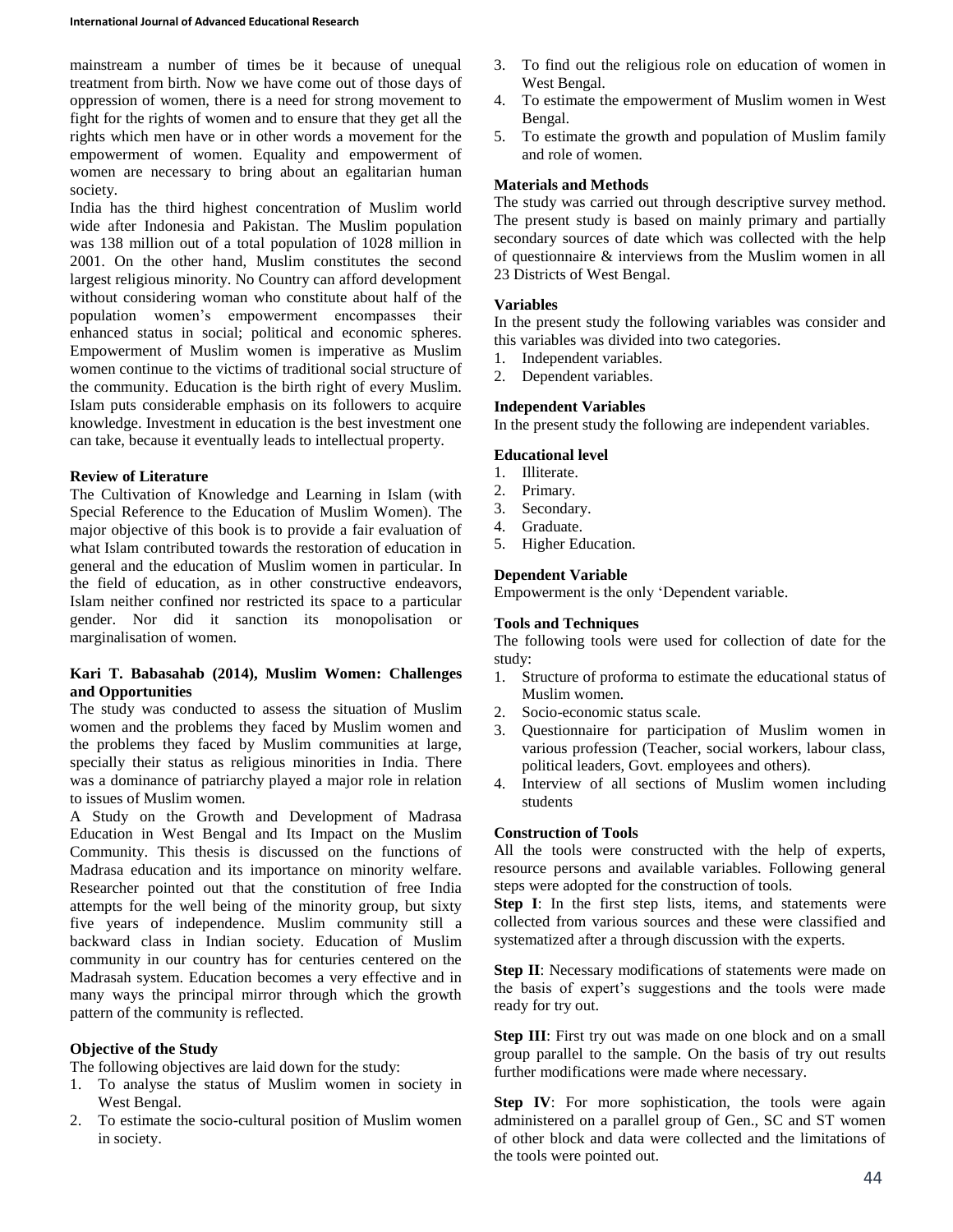mainstream a number of times be it because of unequal treatment from birth. Now we have come out of those days of oppression of women, there is a need for strong movement to fight for the rights of women and to ensure that they get all the rights which men have or in other words a movement for the empowerment of women. Equality and empowerment of women are necessary to bring about an egalitarian human society.

India has the third highest concentration of Muslim world wide after Indonesia and Pakistan. The Muslim population was 138 million out of a total population of 1028 million in 2001. On the other hand, Muslim constitutes the second largest religious minority. No Country can afford development without considering woman who constitute about half of the population women's empowerment encompasses their enhanced status in social; political and economic spheres. Empowerment of Muslim women is imperative as Muslim women continue to the victims of traditional social structure of the community. Education is the birth right of every Muslim. Islam puts considerable emphasis on its followers to acquire knowledge. Investment in education is the best investment one can take, because it eventually leads to intellectual property.

**Review of Literature**

The Cultivation of Knowledge and Learning in Islam (with Special Reference to the Education of Muslim Women). The major objective of this book is to provide a fair evaluation of what Islam contributed towards the restoration of education in general and the education of Muslim women in particular. In the field of education, as in other constructive endeavors, Islam neither confined nor restricted its space to a particular gender. Nor did it sanction its monopolisation or marginalisation of women.

**Kari T. Babasahab (2014), Muslim Women: Challenges and Opportunities**

The study was conducted to assess the situation of Muslim women and the problems they faced by Muslim women and the problems they faced by Muslim communities at large, specially their status as religious minorities in India. There was a dominance of patriarchy played a major role in relation to issues of Muslim women.

A Study on the Growth and Development of Madrasa Education in West Bengal and Its Impact on the Muslim Community. This thesis is discussed on the functions of Madrasa education and its importance on minority welfare. Researcher pointed out that the constitution of free India attempts for the well being of the minority group, but sixty five years of independence. Muslim community still a backward class in Indian society. Education of Muslim community in our country has for centuries centered on the Madrasah system. Education becomes a very effective and in many ways the principal mirror through which the growth pattern of the community is reflected.

**Objective of the Study**

The following objectives are laid down for the study:

1. To analyse the status of Muslim women in society in West Bengal.
2. To estimate the socio-cultural position of Muslim women in society.
3. To find out the religious role on education of women in West Bengal.
4. To estimate the empowerment of Muslim women in West Bengal.
5. To estimate the growth and population of Muslim family and role of women.

**Materials and Methods**

The study was carried out through descriptive survey method. The present study is based on mainly primary and partially secondary sources of date which was collected with the help of questionnaire & interviews from the Muslim women in all 23 Districts of West Bengal.

**Variables**

In the present study the following variables was consider and this variables was divided into two categories.

1. Independent variables.
2. Dependent variables.

**Independent Variables**

In the present study the following are independent variables.

**Educational level**

1. Illiterate.
2. Primary.
3. Secondary.
4. Graduate.
5. Higher Education.

**Dependent Variable**

Empowerment is the only 'Dependent variable.

**Tools and Techniques**

The following tools were used for collection of date for the study:

1. Structure of proforma to estimate the educational status of Muslim women.
2. Socio-economic status scale.
3. Questionnaire for participation of Muslim women in various profession (Teacher, social workers, labour class, political leaders, Govt. employees and others).
4. Interview of all sections of Muslim women including students

**Construction of Tools**

All the tools were constructed with the help of experts, resource persons and available variables. Following general steps were adopted for the construction of tools.

**Step I**: In the first step lists, items, and statements were collected from various sources and these were classified and systematized after a through discussion with the experts.

**Step II**: Necessary modifications of statements were made on the basis of expert's suggestions and the tools were made ready for try out.

**Step III**: First try out was made on one block and on a small group parallel to the sample. On the basis of try out results further modifications were made where necessary.

**Step IV**: For more sophistication, the tools were again administered on a parallel group of Gen., SC and ST women of other block and data were collected and the limitations of the tools were pointed out.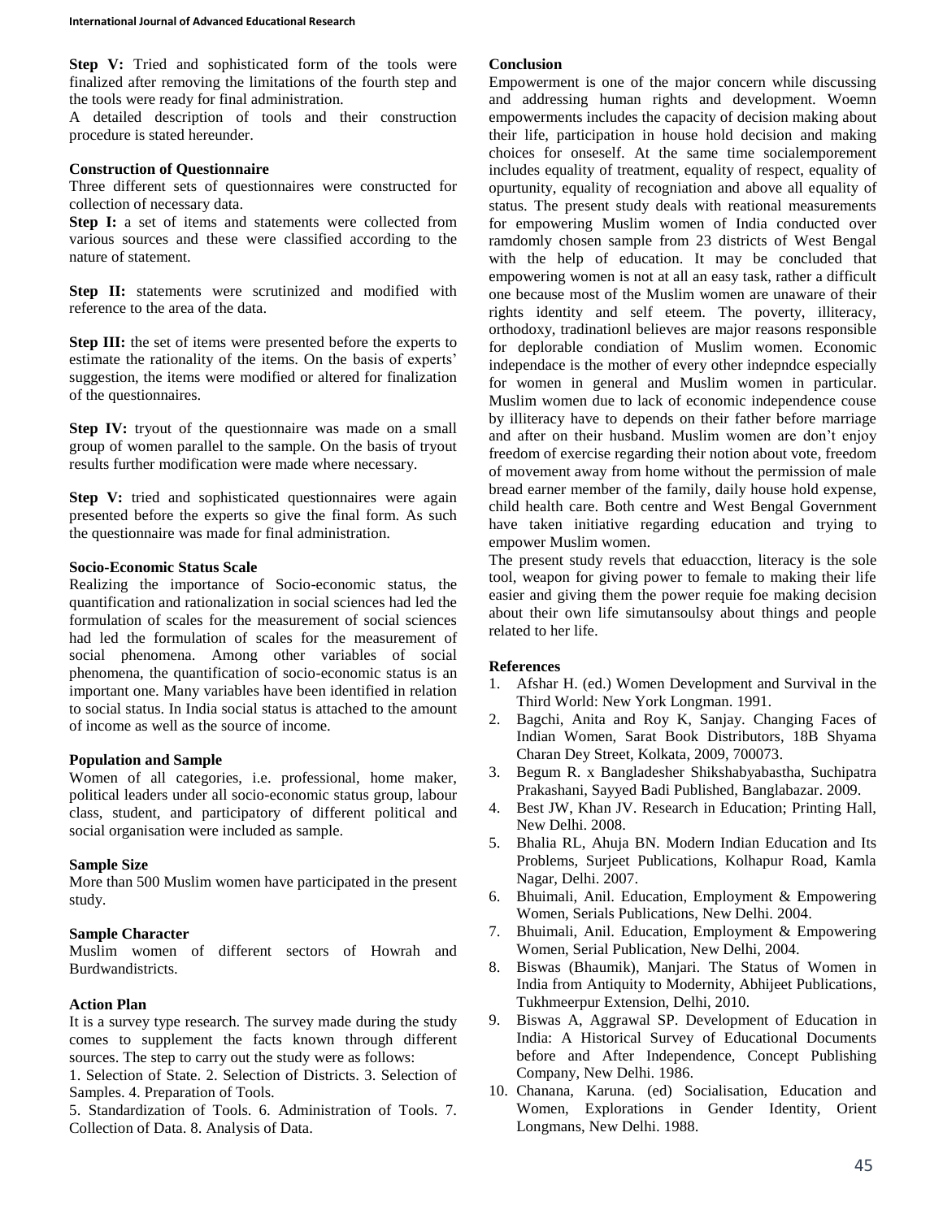**Step V:** Tried and sophisticated form of the tools were finalized after removing the limitations of the fourth step and the tools were ready for final administration.

A detailed description of tools and their construction procedure is stated hereunder.

### Construction of Questionnaire

Three different sets of questionnaires were constructed for collection of necessary data.

**Step I:** a set of items and statements were collected from various sources and these were classified according to the nature of statement.

**Step II:** statements were scrutinized and modified with reference to the area of the data.

**Step III:** the set of items were presented before the experts to estimate the rationality of the items. On the basis of experts' suggestion, the items were modified or altered for finalization of the questionnaires.

**Step IV:** tryout of the questionnaire was made on a small group of women parallel to the sample. On the basis of tryout results further modification were made where necessary.

**Step V:** tried and sophisticated questionnaires were again presented before the experts so give the final form. As such the questionnaire was made for final administration.

### Socio-Economic Status Scale

Realizing the importance of Socio-economic status, the quantification and rationalization in social sciences had led the formulation of scales for the measurement of social sciences had led the formulation of scales for the measurement of social phenomena. Among other variables of social phenomena, the quantification of socio-economic status is an important one. Many variables have been identified in relation to social status. In India social status is attached to the amount of income as well as the source of income.

### Population and Sample

Women of all categories, i.e. professional, home maker, political leaders under all socio-economic status group, labour class, student, and participatory of different political and social organisation were included as sample.

### Sample Size

More than 500 Muslim women have participated in the present study.

### Sample Character

Muslim women of different sectors of Howrah and Burdwandistricts.

### Action Plan

It is a survey type research. The survey made during the study comes to supplement the facts known through different sources. The step to carry out the study were as follows:

1. Selection of State. 2. Selection of Districts. 3. Selection of Samples. 4. Preparation of Tools.

5. Standardization of Tools. 6. Administration of Tools. 7. Collection of Data. 8. Analysis of Data.

## Conclusion

Empowerment is one of the major concern while discussing and addressing human rights and development. Woemn empowerments includes the capacity of decision making about their life, participation in house hold decision and making choices for onseself. At the same time socialempowerment includes equality of treatment, equality of respect, equality of opurtunity, equality of recogniation and above all equality of status. The present study deals with reational measurements for empowering Muslim women of India conducted over ramdomly chosen sample from 23 districts of West Bengal with the help of education. It may be concluded that empowering women is not at all an easy task, rather a difficult one because most of the Muslim women are unaware of their rights identity and self eteem. The poverty, illiteracy, orthodoxy, tradinationl believes are major reasons responsible for deplorable condiation of Muslim women. Economic independace is the mother of every other indepndce especially for women in general and Muslim women in particular. Muslim women due to lack of economic independence couse by illiteracy have to depends on their father before marriage and after on their husband. Muslim women are don't enjoy freedom of exercise regarding their notion about vote, freedom of movement away from home without the permission of male bread earner member of the family, daily house hold expense, child health care. Both centre and West Bengal Government have taken initiative regarding education and trying to empower Muslim women.

The present study revels that eduacction, literacy is the sole tool, weapon for giving power to female to making their life easier and giving them the power requie foe making decision about their own life simutansoulsy about things and people related to her life.

## References

1. Afshar H. (ed.) Women Development and Survival in the Third World: New York Longman. 1991.
2. Bagchi, Anita and Roy K, Sanjay. Changing Faces of Indian Women, Sarat Book Distributors, 18B Shyama Charan Dey Street, Kolkata, 2009, 700073.
3. Begum R. x Bangladesher Shikshabyabastha, Suchipatra Prakashani, Sayyed Badi Published, Banglabazar. 2009.
4. Best JW, Khan JV. Research in Education; Printing Hall, New Delhi. 2008.
5. Bhalia RL, Ahuja BN. Modern Indian Education and Its Problems, Surjeet Publications, Kolhapur Road, Kamla Nagar, Delhi. 2007.
6. Bhuimali, Anil. Education, Employment & Empowering Women, Serials Publications, New Delhi. 2004.
7. Bhuimali, Anil. Education, Employment & Empowering Women, Serial Publication, New Delhi, 2004.
8. Biswas (Bhaumik), Manjari. The Status of Women in India from Antiquity to Modernity, Abhijeet Publications, Tukhmeerpur Extension, Delhi, 2010.
9. Biswas A, Aggrawal SP. Development of Education in India: A Historical Survey of Educational Documents before and After Independence, Concept Publishing Company, New Delhi. 1986.
10. Chanana, Karuna. (ed) Socialisation, Education and Women, Explorations in Gender Identity, Orient Longmans, New Delhi. 1988.